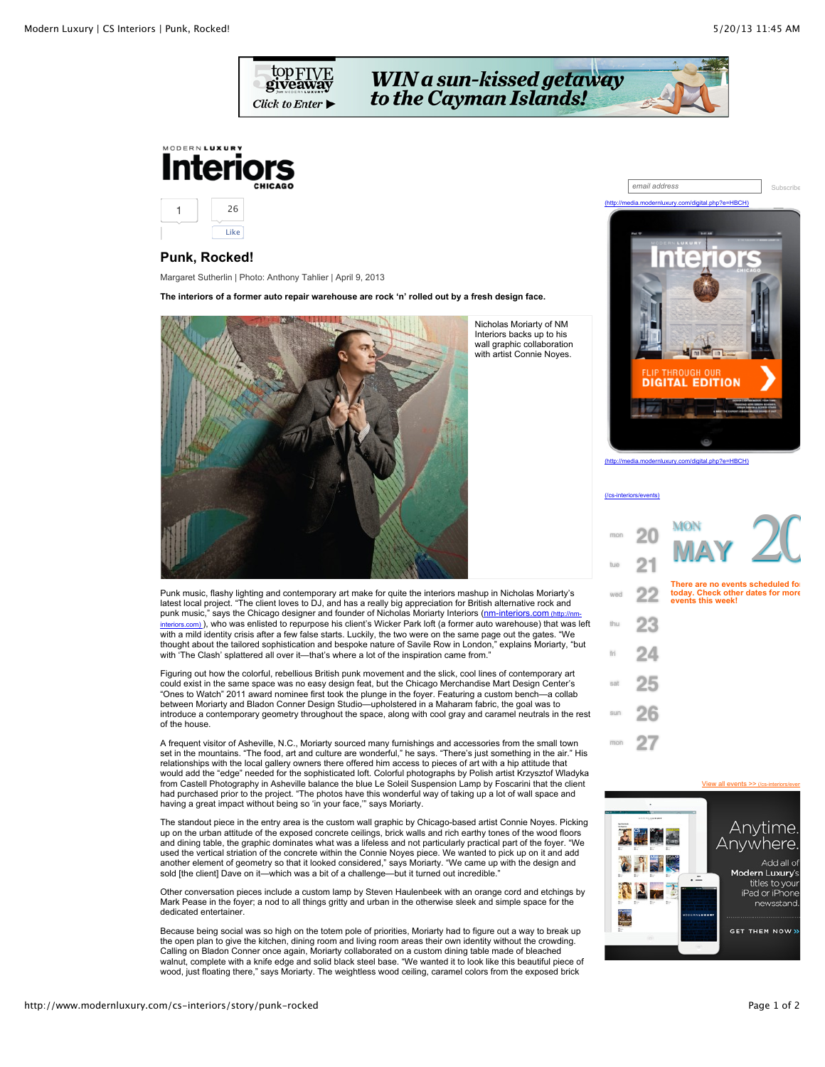# Punk, Rocked!

Margaret Sutherlin | Photo: Anthony Tahlier | April 9, 2013

**The interiors of a former auto repair warehouse are rock 'n' rolled out by a fresh design face.**

Nicholas Moriarty of NM Interiors backs up to his wall graphic collaboration with artist Connie Noyes.

Punk music, flashy lighting and contemporary art make for quite the interiors mashup in Nicholas Moriarty's latest local project. "The client loves to DJ, and has a really big appreciation for British alternative rock and punk music," says the Chicago designer and founder of Nicholas Moriarty Interiors (nm-interiors.com (http://nm-interiors.com) ), who was enlisted to repurpose his client's Wicker Park loft (a former auto warehouse) that was left with a mild identity crisis after a few false starts. Luckily, the two were on the same page out the gates. "We thought about the tailored sophistication and bespoke nature of Savile Row in London," explains Moriarty, "but with 'The Clash' splattered all over it—that's where a lot of the inspiration came from."

Figuring out how the colorful, rebellious British punk movement and the slick, cool lines of contemporary art could exist in the same space was no easy design feat, but the Chicago Merchandise Mart Design Center's "Ones to Watch" 2011 award nominee first took the plunge in the foyer. Featuring a custom bench—a collab between Moriarty and Bladon Conner Design Studio—upholstered in a Maharam fabric, the goal was to introduce a contemporary geometry throughout the space, along with cool gray and caramel neutrals in the rest of the house.

A frequent visitor of Asheville, N.C., Moriarty sourced many furnishings and accessories from the small town set in the mountains. "The food, art and culture are wonderful," he says. "There's just something in the air." His relationships with the local gallery owners there offered him access to pieces of art with a hip attitude that would add the "edge" needed for the sophisticated loft. Colorful photographs by Polish artist Krzysztof Wladyka from Castell Photography in Asheville balance the blue Le Soleil Suspension Lamp by Foscarini that the client had purchased prior to the project. "The photos have this wonderful way of taking up a lot of wall space and having a great impact without being so 'in your face,'" says Moriarty.

The standout piece in the entry area is the custom wall graphic by Chicago-based artist Connie Noyes. Picking up on the urban attitude of the exposed concrete ceilings, brick walls and rich earthy tones of the wood floors and dining table, the graphic dominates what was a lifeless and not particularly practical part of the foyer. "We used the vertical striation of the concrete within the Connie Noyes piece. We wanted to pick up on it and add another element of geometry so that it looked considered," says Moriarty. "We came up with the design and sold [the client] Dave on it—which was a bit of a challenge—but it turned out incredible."

Other conversation pieces include a custom lamp by Steven Haulenbeek with an orange cord and etchings by Mark Pease in the foyer; a nod to all things gritty and urban in the otherwise sleek and simple space for the dedicated entertainer.

Because being social was so high on the totem pole of priorities, Moriarty had to figure out a way to break up the open plan to give the kitchen, dining room and living room areas their own identity without the crowding. Calling on Bladon Conner once again, Moriarty collaborated on a custom dining table made of bleached walnut, complete with a knife edge and solid black steel base. "We wanted it to look like this beautiful piece of wood, just floating there," says Moriarty. The weightless wood ceiling, caramel colors from the exposed brick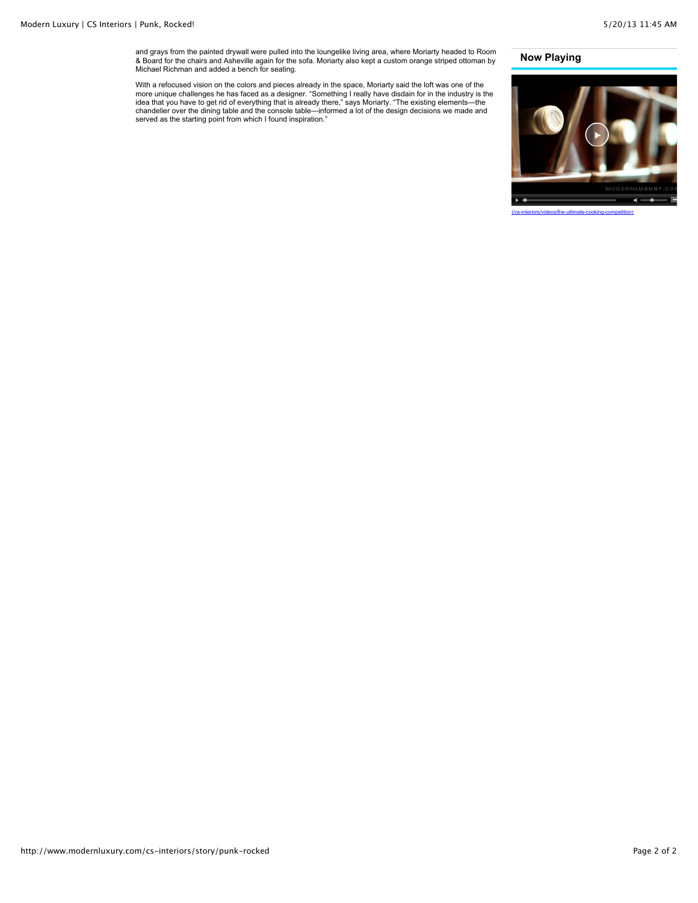and grays from the painted drywall were pulled into the loungelike living area, where Moriarty headed to Room & Board for the chairs and Asheville again for the sofa. Moriarty also kept a custom orange striped ottoman by Michael Richman and added a bench for seating.

With a refocused vision on the colors and pieces already in the space, Moriarty said the loft was one of the more unique challenges he has faced as a designer. "Something I really have disdain for in the industry is the idea that you have to get rid of everything that is already there," says Moriarty. "The existing elements—the chandelier over the dining table and the console table—informed a lot of the design decisions we made and served as the starting point from which I found inspiration."

## Now Playing

(/cs-interiors/videos/the-ultimate-cooking-competition)